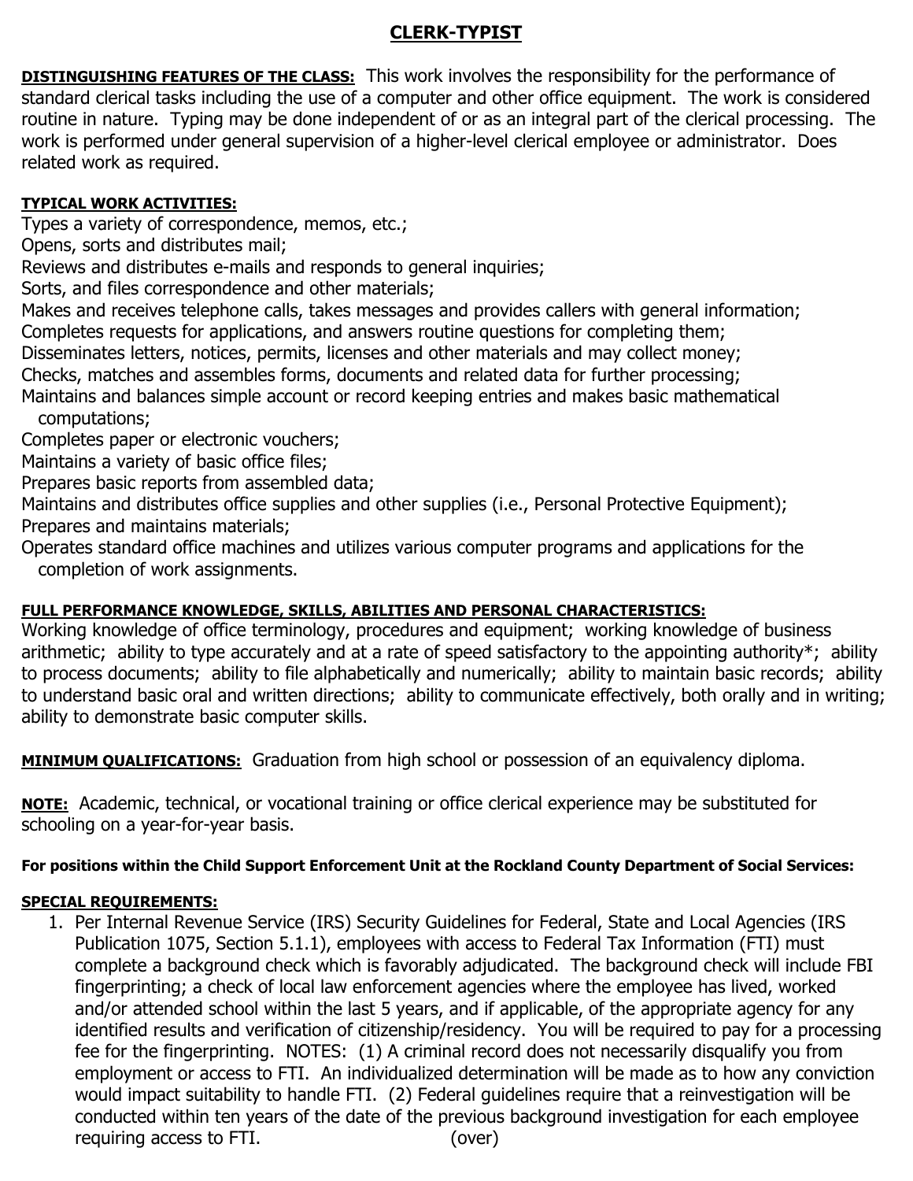# CLERK-TYPIST

**DISTINGUISHING FEATURES OF THE CLASS:** This work involves the responsibility for the performance of standard clerical tasks including the use of a computer and other office equipment. The work is considered routine in nature. Typing may be done independent of or as an integral part of the clerical processing. The work is performed under general supervision of a higher-level clerical employee or administrator. Does related work as required.

**TYPICAL WORK ACTIVITIES:**

Types a variety of correspondence, memos, etc.;
Opens, sorts and distributes mail;
Reviews and distributes e-mails and responds to general inquiries;
Sorts, and files correspondence and other materials;
Makes and receives telephone calls, takes messages and provides callers with general information;
Completes requests for applications, and answers routine questions for completing them;
Disseminates letters, notices, permits, licenses and other materials and may collect money;
Checks, matches and assembles forms, documents and related data for further processing;
Maintains and balances simple account or record keeping entries and makes basic mathematical computations;
Completes paper or electronic vouchers;
Maintains a variety of basic office files;
Prepares basic reports from assembled data;
Maintains and distributes office supplies and other supplies (i.e., Personal Protective Equipment);
Prepares and maintains materials;
Operates standard office machines and utilizes various computer programs and applications for the completion of work assignments.

**FULL PERFORMANCE KNOWLEDGE, SKILLS, ABILITIES AND PERSONAL CHARACTERISTICS:**
Working knowledge of office terminology, procedures and equipment; working knowledge of business arithmetic; ability to type accurately and at a rate of speed satisfactory to the appointing authority*; ability to process documents; ability to file alphabetically and numerically; ability to maintain basic records; ability to understand basic oral and written directions; ability to communicate effectively, both orally and in writing; ability to demonstrate basic computer skills.

**MINIMUM QUALIFICATIONS:** Graduation from high school or possession of an equivalency diploma.

**NOTE:** Academic, technical, or vocational training or office clerical experience may be substituted for schooling on a year-for-year basis.

**For positions within the Child Support Enforcement Unit at the Rockland County Department of Social Services:**

**SPECIAL REQUIREMENTS:**

1. Per Internal Revenue Service (IRS) Security Guidelines for Federal, State and Local Agencies (IRS Publication 1075, Section 5.1.1), employees with access to Federal Tax Information (FTI) must complete a background check which is favorably adjudicated. The background check will include FBI fingerprinting; a check of local law enforcement agencies where the employee has lived, worked and/or attended school within the last 5 years, and if applicable, of the appropriate agency for any identified results and verification of citizenship/residency. You will be required to pay for a processing fee for the fingerprinting. NOTES: (1) A criminal record does not necessarily disqualify you from employment or access to FTI. An individualized determination will be made as to how any conviction would impact suitability to handle FTI. (2) Federal guidelines require that a reinvestigation will be conducted within ten years of the date of the previous background investigation for each employee requiring access to FTI. (over)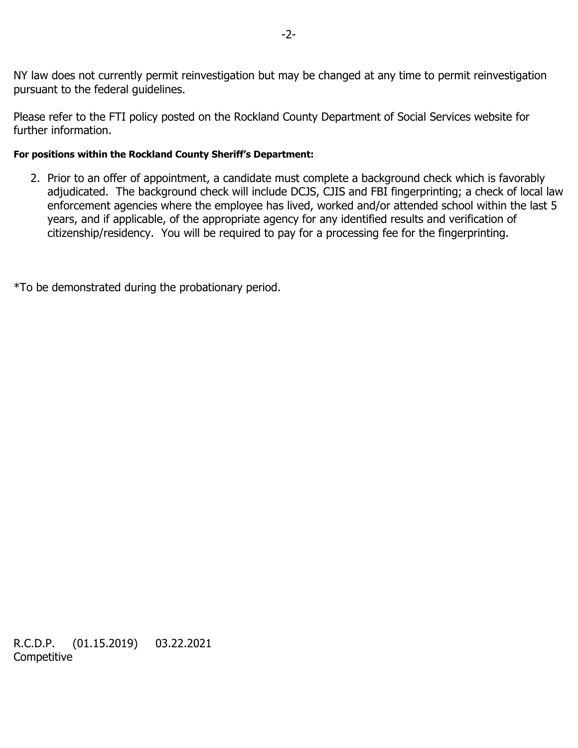NY law does not currently permit reinvestigation but may be changed at any time to permit reinvestigation pursuant to the federal guidelines.

Please refer to the FTI policy posted on the Rockland County Department of Social Services website for further information.

**For positions within the Rockland County Sheriff's Department:**

2. Prior to an offer of appointment, a candidate must complete a background check which is favorably adjudicated. The background check will include DCJS, CJIS and FBI fingerprinting; a check of local law enforcement agencies where the employee has lived, worked and/or attended school within the last 5 years, and if applicable, of the appropriate agency for any identified results and verification of citizenship/residency. You will be required to pay for a processing fee for the fingerprinting.

*To be demonstrated during the probationary period.

R.C.D.P. (01.15.2019) 03.22.2021
Competitive